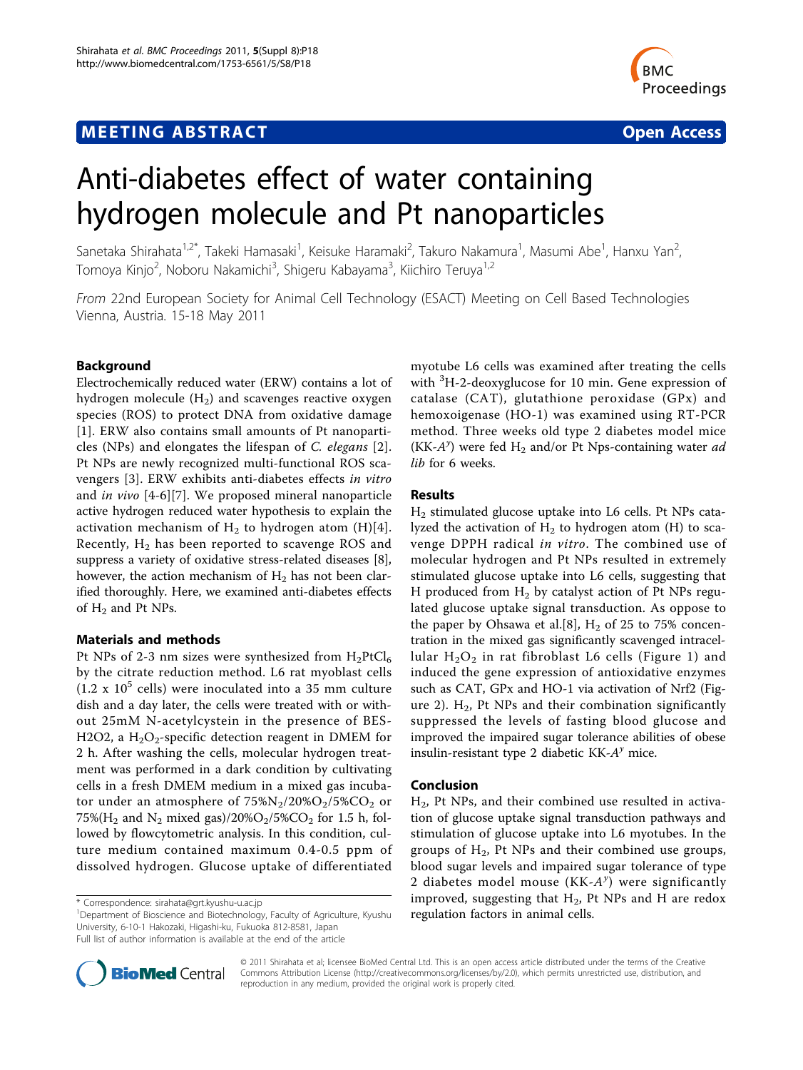# MEETING ABSTRACT

Open Access

# Anti-diabetes effect of water containing hydrogen molecule and Pt nanoparticles

Sanetaka Shirahata[1,2*], Takeki Hamasaki[1], Keisuke Haramaki[2], Takuro Nakamura[1], Masumi Abe[1], Hanxu Yan[2], Tomoya Kinjo[2], Noboru Nakamichi[3], Shigeru Kabayama[3], Kiichiro Teruya[1,2]

*From* 22nd European Society for Animal Cell Technology (ESACT) Meeting on Cell Based Technologies
Vienna, Austria. 15-18 May 2011

## Background

Electrochemically reduced water (ERW) contains a lot of hydrogen molecule ($H_2$) and scavenges reactive oxygen species (ROS) to protect DNA from oxidative damage [1]. ERW also contains small amounts of Pt nanoparticles (NPs) and elongates the lifespan of *C. elegans* [2]. Pt NPs are newly recognized multi-functional ROS scavengers [3]. ERW exhibits anti-diabetes effects *in vitro* and *in vivo* [4-6][7]. We proposed mineral nanoparticle active hydrogen reduced water hypothesis to explain the activation mechanism of $H_2$ to hydrogen atom (H)[4]. Recently, $H_2$ has been reported to scavenge ROS and suppress a variety of oxidative stress-related diseases [8], however, the action mechanism of $H_2$ has not been clarified thoroughly. Here, we examined anti-diabetes effects of $H_2$ and Pt NPs.

## Materials and methods

Pt NPs of 2-3 nm sizes were synthesized from $H_2PtCl_6$ by the citrate reduction method. L6 rat myoblast cells ($1.2 \times 10^5$ cells) were inoculated into a 35 mm culture dish and a day later, the cells were treated with or without 25mM N-acetylcystein in the presence of BES-H2O2, a $H_2O_2$-specific detection reagent in DMEM for 2 h. After washing the cells, molecular hydrogen treatment was performed in a dark condition by cultivating cells in a fresh DMEM medium in a mixed gas incubator under an atmosphere of $75\%N_2/20\%O_2/5\%CO_2$ or $75\%(H_2$ and $N_2$ mixed gas$)/20\%O_2/5\%CO_2$ for 1.5 h, followed by flowcytometric analysis. In this condition, culture medium contained maximum 0.4-0.5 ppm of dissolved hydrogen. Glucose uptake of differentiated myotube L6 cells was examined after treating the cells with $^3$H-2-deoxyglucose for 10 min. Gene expression of catalase (CAT), glutathione peroxidase (GPx) and hemoxoigenase (HO-1) was examined using RT-PCR method. Three weeks old type 2 diabetes model mice (KK-$A^y$) were fed $H_2$ and/or Pt Nps-containing water *ad lib* for 6 weeks.

## Results

$H_2$ stimulated glucose uptake into L6 cells. Pt NPs catalyzed the activation of $H_2$ to hydrogen atom (H) to scavenge DPPH radical *in vitro*. The combined use of molecular hydrogen and Pt NPs resulted in extremely stimulated glucose uptake into L6 cells, suggesting that H produced from $H_2$ by catalyst action of Pt NPs regulated glucose uptake signal transduction. As oppose to the paper by Ohsawa et al.[8], $H_2$ of 25 to 75% concentration in the mixed gas significantly scavenged intracellular $H_2O_2$ in rat fibroblast L6 cells (Figure 1) and induced the gene expression of antioxidative enzymes such as CAT, GPx and HO-1 via activation of Nrf2 (Figure 2). $H_2$, Pt NPs and their combination significantly suppressed the levels of fasting blood glucose and improved the impaired sugar tolerance abilities of obese insulin-resistant type 2 diabetic KK-$A^y$ mice.

## Conclusion

$H_2$, Pt NPs, and their combined use resulted in activation of glucose uptake signal transduction pathways and stimulation of glucose uptake into L6 myotubes. In the groups of $H_2$, Pt NPs and their combined use groups, blood sugar levels and impaired sugar tolerance of type 2 diabetes model mouse (KK-$A^y$) were significantly improved, suggesting that $H_2$, Pt NPs and H are redox regulation factors in animal cells.

\* Correspondence: sirahata@grt.kyushu-u.ac.jp
[1]Department of Bioscience and Biotechnology, Faculty of Agriculture, Kyushu University, 6-10-1 Hakozaki, Higashi-ku, Fukuoka 812-8581, Japan
Full list of author information is available at the end of the article

© 2011 Shirahata et al; licensee BioMed Central Ltd. This is an open access article distributed under the terms of the Creative Commons Attribution License (http://creativecommons.org/licenses/by/2.0), which permits unrestricted use, distribution, and reproduction in any medium, provided the original work is properly cited.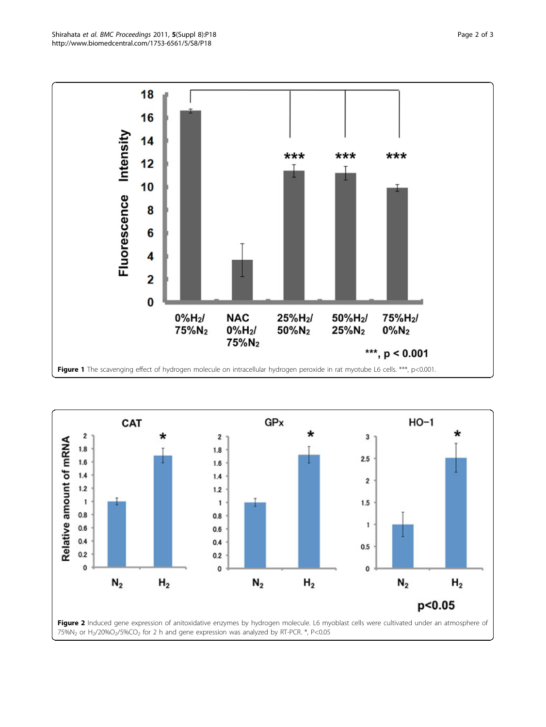**Figure 1** The scavenging effect of hydrogen molecule on intracellular hydrogen peroxide in rat myotube L6 cells. ***, p<0.001.

**Figure 2** Induced gene expression of anitoxidative enzymes by hydrogen molecule. L6 myoblast cells were cultivated under an atmosphere of 75%$N_2$ or $H_2$/20%$O_2$/5%$CO_2$ for 2 h and gene expression was analyzed by RT-PCR. *, P<0.05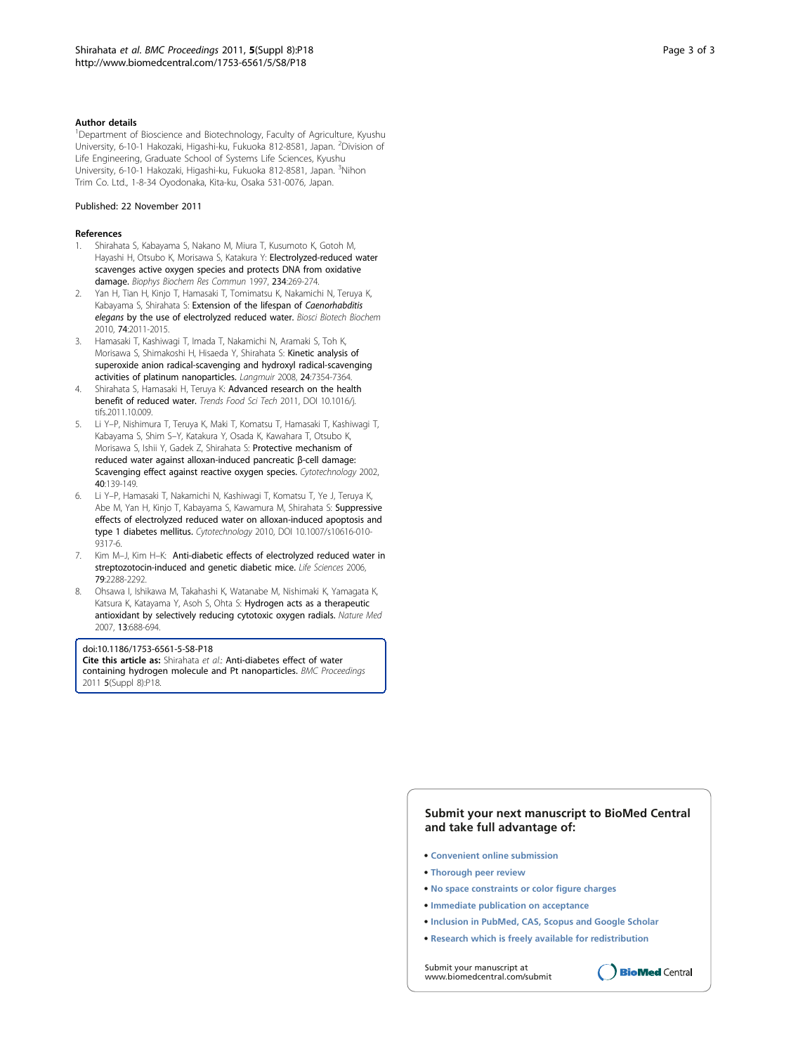#### Author details

[1]Department of Bioscience and Biotechnology, Faculty of Agriculture, Kyushu University, 6-10-1 Hakozaki, Higashi-ku, Fukuoka 812-8581, Japan. [2]Division of Life Engineering, Graduate School of Systems Life Sciences, Kyushu University, 6-10-1 Hakozaki, Higashi-ku, Fukuoka 812-8581, Japan. [3]Nihon Trim Co. Ltd., 1-8-34 Oyodonaka, Kita-ku, Osaka 531-0076, Japan.

Published: 22 November 2011

#### References

1. Shirahata S, Kabayama S, Nakano M, Miura T, Kusumoto K, Gotoh M, Hayashi H, Otsubo K, Morisawa S, Katakura Y: **Electrolyzed-reduced water scavenges active oxygen species and protects DNA from oxidative damage.** *Biophys Biochem Res Commun* 1997, **234**:269-274.
2. Yan H, Tian H, Kinjo T, Hamasaki T, Tomimatsu K, Nakamichi N, Teruya K, Kabayama S, Shirahata S: **Extension of the lifespan of *Caenorhabditis elegans* by the use of electrolyzed reduced water.** *Biosci Biotech Biochem* 2010, **74**:2011-2015.
3. Hamasaki T, Kashiwagi T, Imada T, Nakamichi N, Aramaki S, Toh K, Morisawa S, Shimakoshi H, Hisaeda Y, Shirahata S: **Kinetic analysis of superoxide anion radical-scavenging and hydroxyl radical-scavenging activities of platinum nanoparticles.** *Langmuir* 2008, **24**:7354-7364.
4. Shirahata S, Hamasaki H, Teruya K: **Advanced research on the health benefit of reduced water.** *Trends Food Sci Tech* 2011, DOI 10.1016/j.tifs.2011.10.009.
5. Li Y–P, Nishimura T, Teruya K, Maki T, Komatsu T, Hamasaki T, Kashiwagi T, Kabayama S, Shim S–Y, Katakura Y, Osada K, Kawahara T, Otsubo K, Morisawa S, Ishii Y, Gadek Z, Shirahata S: **Protective mechanism of reduced water against alloxan-induced pancreatic β-cell damage: Scavenging effect against reactive oxygen species.** *Cytotechnology* 2002, **40**:139-149.
6. Li Y–P, Hamasaki T, Nakamichi N, Kashiwagi T, Komatsu T, Ye J, Teruya K, Abe M, Yan H, Kinjo T, Kabayama S, Kawamura M, Shirahata S: **Suppressive effects of electrolyzed reduced water on alloxan-induced apoptosis and type 1 diabetes mellitus.** *Cytotechnology* 2010, DOI 10.1007/s10616-010-9317-6.
7. Kim M–J, Kim H–K: **Anti-diabetic effects of electrolyzed reduced water in streptozotocin-induced and genetic diabetic mice.** *Life Sciences* 2006, **79**:2288-2292.
8. Ohsawa I, Ishikawa M, Takahashi K, Watanabe M, Nishimaki K, Yamagata K, Katsura K, Katayama Y, Asoh S, Ohta S: **Hydrogen acts as a therapeutic antioxidant by selectively reducing cytotoxic oxygen radicals.** *Nature Med* 2007, **13**:688-694.

doi:10.1186/1753-6561-5-S8-P18
**Cite this article as:** Shirahata *et al.*: **Anti-diabetes effect of water containing hydrogen molecule and Pt nanoparticles.** *BMC Proceedings* 2011 **5**(Suppl 8):P18.

**Submit your next manuscript to BioMed Central and take full advantage of:**

- **Convenient online submission**
- **Thorough peer review**
- **No space constraints or color figure charges**
- **Immediate publication on acceptance**
- **Inclusion in PubMed, CAS, Scopus and Google Scholar**
- **Research which is freely available for redistribution**

Submit your manuscript at
www.biomedcentral.com/submit

BioMed Central